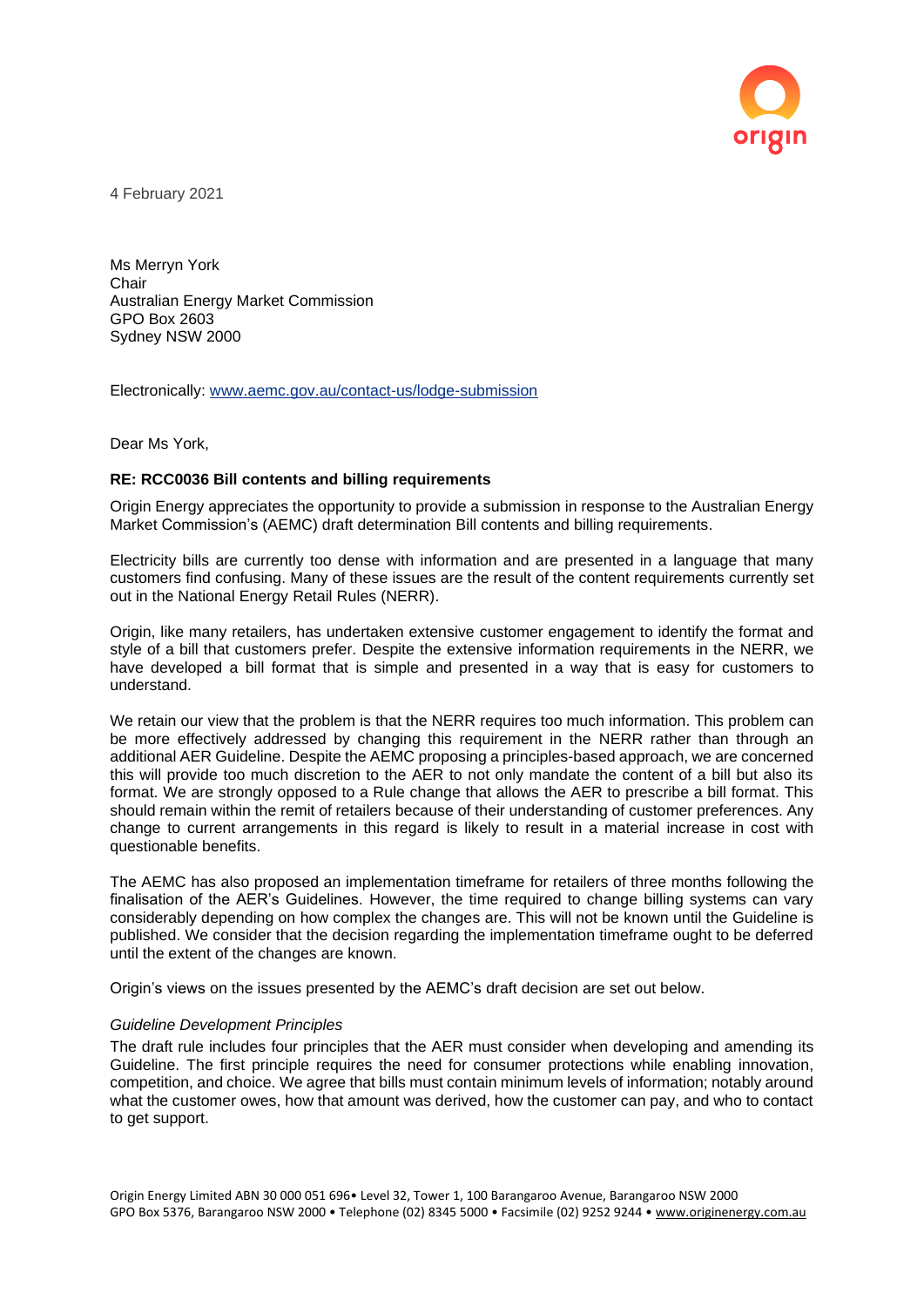4 February 2021

Ms Merryn York
Chair
Australian Energy Market Commission
GPO Box 2603
Sydney NSW 2000

Electronically: www.aemc.gov.au/contact-us/lodge-submission

Dear Ms York,

**RE: RCC0036 Bill contents and billing requirements**

Origin Energy appreciates the opportunity to provide a submission in response to the Australian Energy Market Commission's (AEMC) draft determination Bill contents and billing requirements.

Electricity bills are currently too dense with information and are presented in a language that many customers find confusing. Many of these issues are the result of the content requirements currently set out in the National Energy Retail Rules (NERR).

Origin, like many retailers, has undertaken extensive customer engagement to identify the format and style of a bill that customers prefer. Despite the extensive information requirements in the NERR, we have developed a bill format that is simple and presented in a way that is easy for customers to understand.

We retain our view that the problem is that the NERR requires too much information. This problem can be more effectively addressed by changing this requirement in the NERR rather than through an additional AER Guideline. Despite the AEMC proposing a principles-based approach, we are concerned this will provide too much discretion to the AER to not only mandate the content of a bill but also its format. We are strongly opposed to a Rule change that allows the AER to prescribe a bill format. This should remain within the remit of retailers because of their understanding of customer preferences. Any change to current arrangements in this regard is likely to result in a material increase in cost with questionable benefits.

The AEMC has also proposed an implementation timeframe for retailers of three months following the finalisation of the AER's Guidelines. However, the time required to change billing systems can vary considerably depending on how complex the changes are. This will not be known until the Guideline is published. We consider that the decision regarding the implementation timeframe ought to be deferred until the extent of the changes are known.

Origin's views on the issues presented by the AEMC's draft decision are set out below.

*Guideline Development Principles*

The draft rule includes four principles that the AER must consider when developing and amending its Guideline. The first principle requires the need for consumer protections while enabling innovation, competition, and choice. We agree that bills must contain minimum levels of information; notably around what the customer owes, how that amount was derived, how the customer can pay, and who to contact to get support.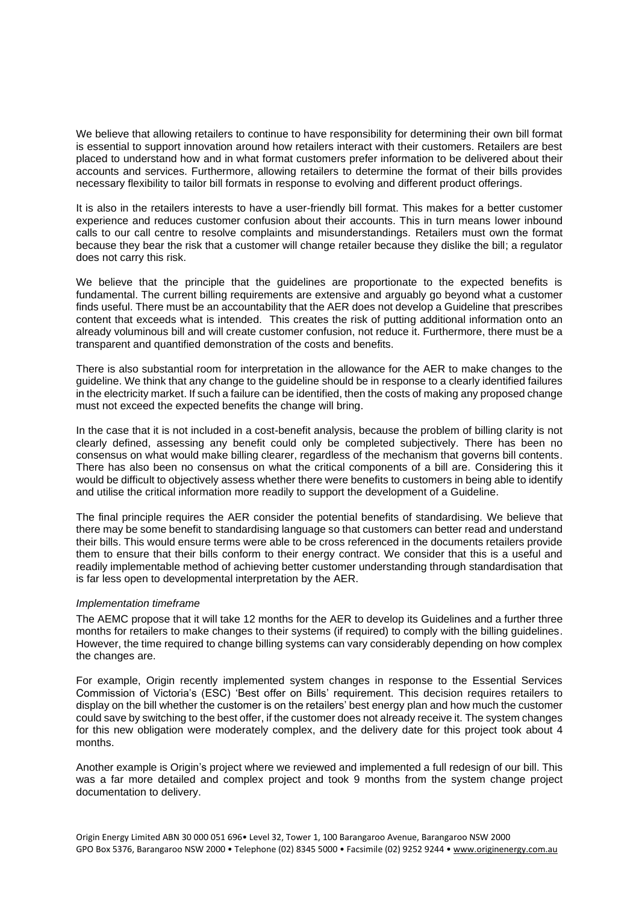We believe that allowing retailers to continue to have responsibility for determining their own bill format is essential to support innovation around how retailers interact with their customers. Retailers are best placed to understand how and in what format customers prefer information to be delivered about their accounts and services. Furthermore, allowing retailers to determine the format of their bills provides necessary flexibility to tailor bill formats in response to evolving and different product offerings.

It is also in the retailers interests to have a user-friendly bill format. This makes for a better customer experience and reduces customer confusion about their accounts. This in turn means lower inbound calls to our call centre to resolve complaints and misunderstandings. Retailers must own the format because they bear the risk that a customer will change retailer because they dislike the bill; a regulator does not carry this risk.

We believe that the principle that the guidelines are proportionate to the expected benefits is fundamental. The current billing requirements are extensive and arguably go beyond what a customer finds useful. There must be an accountability that the AER does not develop a Guideline that prescribes content that exceeds what is intended. This creates the risk of putting additional information onto an already voluminous bill and will create customer confusion, not reduce it. Furthermore, there must be a transparent and quantified demonstration of the costs and benefits.

There is also substantial room for interpretation in the allowance for the AER to make changes to the guideline. We think that any change to the guideline should be in response to a clearly identified failures in the electricity market. If such a failure can be identified, then the costs of making any proposed change must not exceed the expected benefits the change will bring.

In the case that it is not included in a cost-benefit analysis, because the problem of billing clarity is not clearly defined, assessing any benefit could only be completed subjectively. There has been no consensus on what would make billing clearer, regardless of the mechanism that governs bill contents. There has also been no consensus on what the critical components of a bill are. Considering this it would be difficult to objectively assess whether there were benefits to customers in being able to identify and utilise the critical information more readily to support the development of a Guideline.

The final principle requires the AER consider the potential benefits of standardising. We believe that there may be some benefit to standardising language so that customers can better read and understand their bills. This would ensure terms were able to be cross referenced in the documents retailers provide them to ensure that their bills conform to their energy contract. We consider that this is a useful and readily implementable method of achieving better customer understanding through standardisation that is far less open to developmental interpretation by the AER.

*Implementation timeframe*

The AEMC propose that it will take 12 months for the AER to develop its Guidelines and a further three months for retailers to make changes to their systems (if required) to comply with the billing guidelines. However, the time required to change billing systems can vary considerably depending on how complex the changes are.

For example, Origin recently implemented system changes in response to the Essential Services Commission of Victoria's (ESC) 'Best offer on Bills' requirement. This decision requires retailers to display on the bill whether the customer is on the retailers' best energy plan and how much the customer could save by switching to the best offer, if the customer does not already receive it. The system changes for this new obligation were moderately complex, and the delivery date for this project took about 4 months.

Another example is Origin's project where we reviewed and implemented a full redesign of our bill. This was a far more detailed and complex project and took 9 months from the system change project documentation to delivery.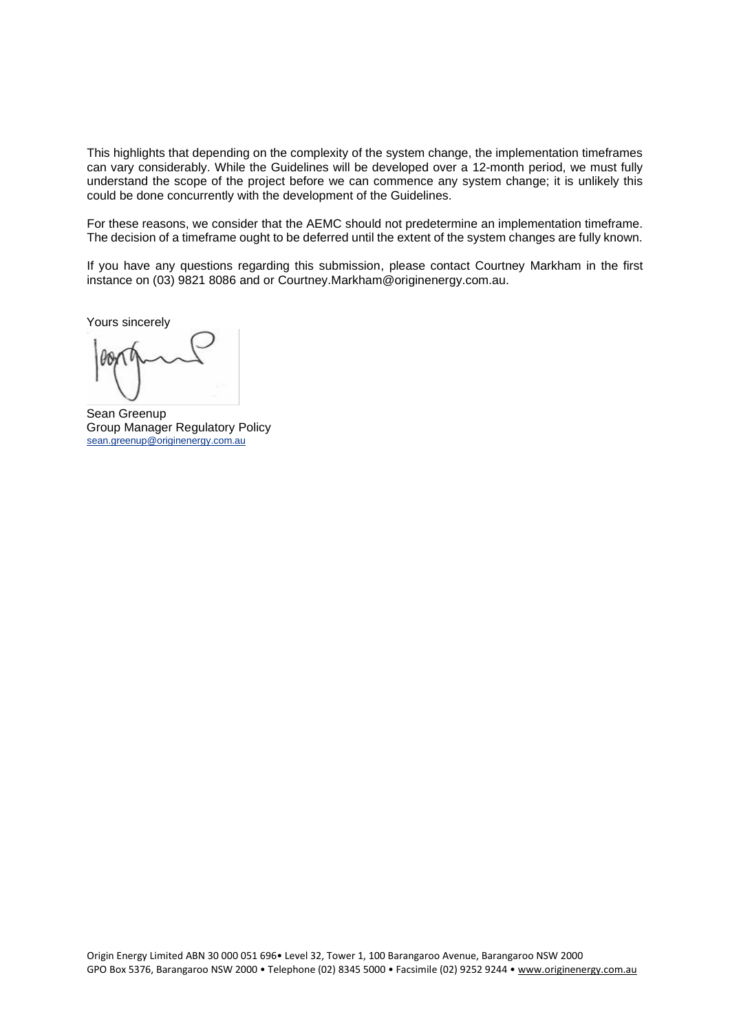This highlights that depending on the complexity of the system change, the implementation timeframes can vary considerably. While the Guidelines will be developed over a 12-month period, we must fully understand the scope of the project before we can commence any system change; it is unlikely this could be done concurrently with the development of the Guidelines.

For these reasons, we consider that the AEMC should not predetermine an implementation timeframe. The decision of a timeframe ought to be deferred until the extent of the system changes are fully known.

If you have any questions regarding this submission, please contact Courtney Markham in the first instance on (03) 9821 8086 and or Courtney.Markham@originenergy.com.au.

Yours sincerely

Sean Greenup
Group Manager Regulatory Policy
sean.greenup@originenergy.com.au

Origin Energy Limited ABN 30 000 051 696• Level 32, Tower 1, 100 Barangaroo Avenue, Barangaroo NSW 2000
GPO Box 5376, Barangaroo NSW 2000 • Telephone (02) 8345 5000 • Facsimile (02) 9252 9244 • www.originenergy.com.au